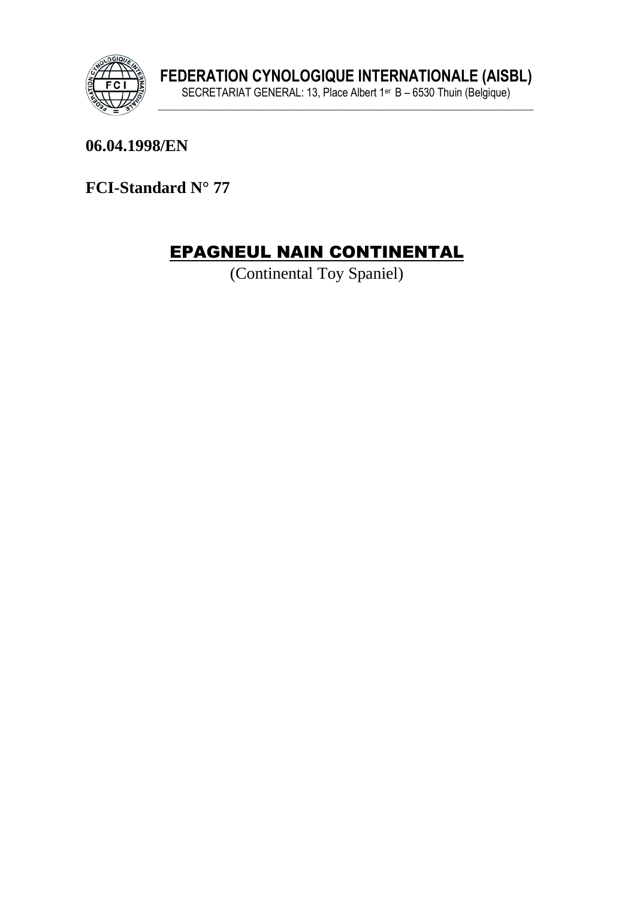**FEDERATION CYNOLOGIQUE INTERNATIONALE (AISBL)**
SECRETARIAT GENERAL: 13, Place Albert 1er B – 6530 Thuin (Belgique)

**06.04.1998/EN**

**FCI-Standard N° 77**

# EPAGNEUL NAIN CONTINENTAL

(Continental Toy Spaniel)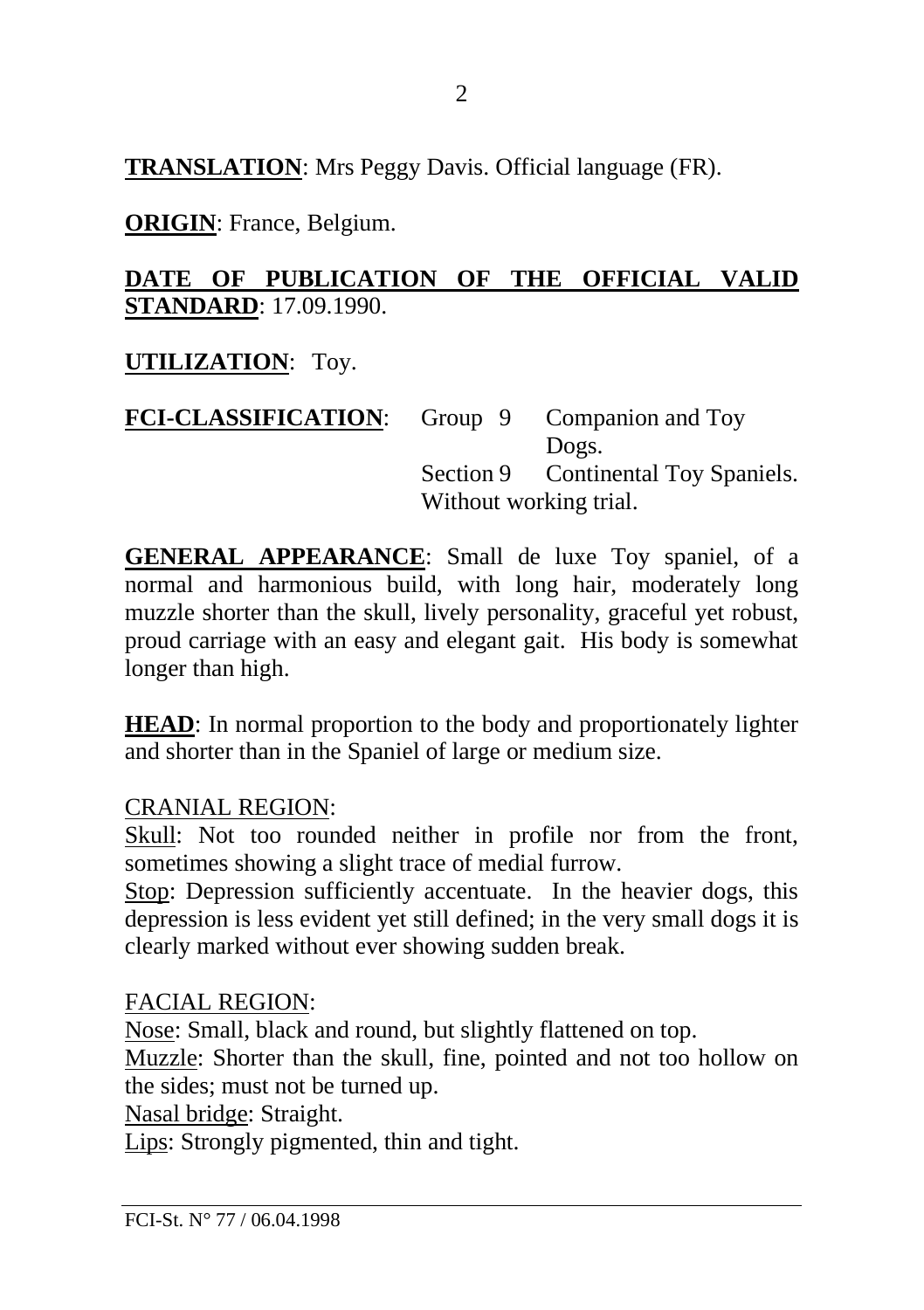**TRANSLATION**: Mrs Peggy Davis. Official language (FR).

**ORIGIN**: France, Belgium.

**DATE OF PUBLICATION OF THE OFFICIAL VALID STANDARD**: 17.09.1990.

**UTILIZATION**: Toy.

**FCI-CLASSIFICATION**: Group 9 Companion and Toy Dogs.
Section 9 Continental Toy Spaniels.
Without working trial.

**GENERAL APPEARANCE**: Small de luxe Toy spaniel, of a normal and harmonious build, with long hair, moderately long muzzle shorter than the skull, lively personality, graceful yet robust, proud carriage with an easy and elegant gait. His body is somewhat longer than high.

**HEAD**: In normal proportion to the body and proportionately lighter and shorter than in the Spaniel of large or medium size.

CRANIAL REGION:
Skull: Not too rounded neither in profile nor from the front, sometimes showing a slight trace of medial furrow.
Stop: Depression sufficiently accentuate. In the heavier dogs, this depression is less evident yet still defined; in the very small dogs it is clearly marked without ever showing sudden break.

FACIAL REGION:
Nose: Small, black and round, but slightly flattened on top.
Muzzle: Shorter than the skull, fine, pointed and not too hollow on the sides; must not be turned up.
Nasal bridge: Straight.
Lips: Strongly pigmented, thin and tight.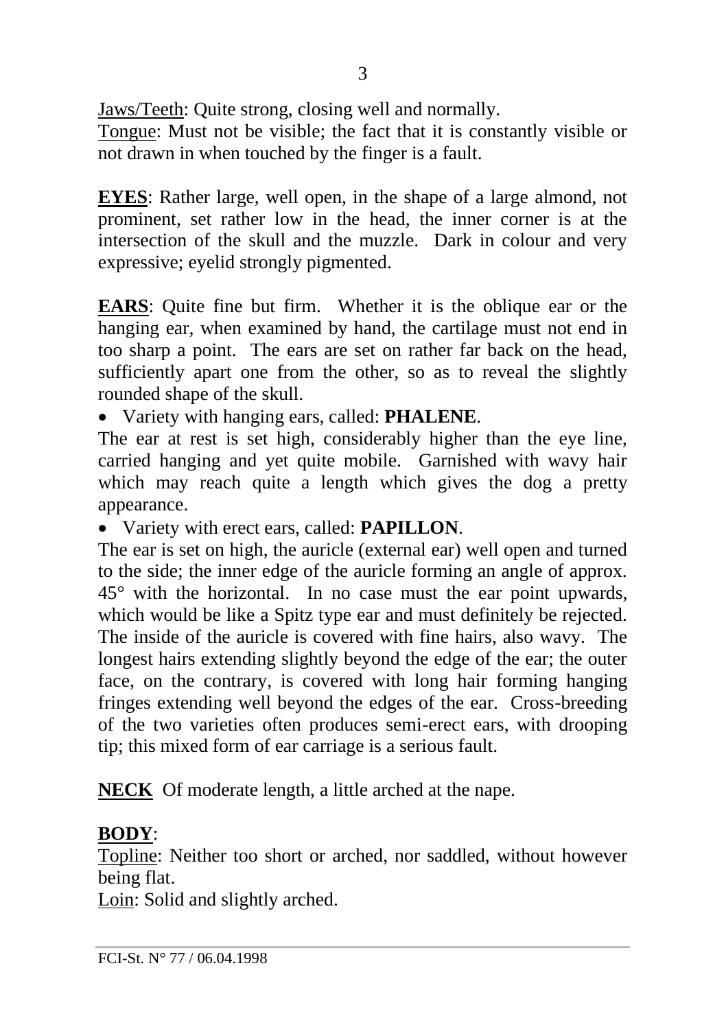<u>Jaws/Teeth</u>: Quite strong, closing well and normally.
<u>Tongue</u>: Must not be visible; the fact that it is constantly visible or not drawn in when touched by the finger is a fault.

**EYES**: Rather large, well open, in the shape of a large almond, not prominent, set rather low in the head, the inner corner is at the intersection of the skull and the muzzle. Dark in colour and very expressive; eyelid strongly pigmented.

**EARS**: Quite fine but firm. Whether it is the oblique ear or the hanging ear, when examined by hand, the cartilage must not end in too sharp a point. The ears are set on rather far back on the head, sufficiently apart one from the other, so as to reveal the slightly rounded shape of the skull.

- Variety with hanging ears, called: **PHALENE**.

The ear at rest is set high, considerably higher than the eye line, carried hanging and yet quite mobile. Garnished with wavy hair which may reach quite a length which gives the dog a pretty appearance.

- Variety with erect ears, called: **PAPILLON**.

The ear is set on high, the auricle (external ear) well open and turned to the side; the inner edge of the auricle forming an angle of approx. 45° with the horizontal. In no case must the ear point upwards, which would be like a Spitz type ear and must definitely be rejected. The inside of the auricle is covered with fine hairs, also wavy. The longest hairs extending slightly beyond the edge of the ear; the outer face, on the contrary, is covered with long hair forming hanging fringes extending well beyond the edges of the ear. Cross-breeding of the two varieties often produces semi-erect ears, with drooping tip; this mixed form of ear carriage is a serious fault.

**NECK** Of moderate length, a little arched at the nape.

**BODY**:
<u>Topline</u>: Neither too short or arched, nor saddled, without however being flat.
<u>Loin</u>: Solid and slightly arched.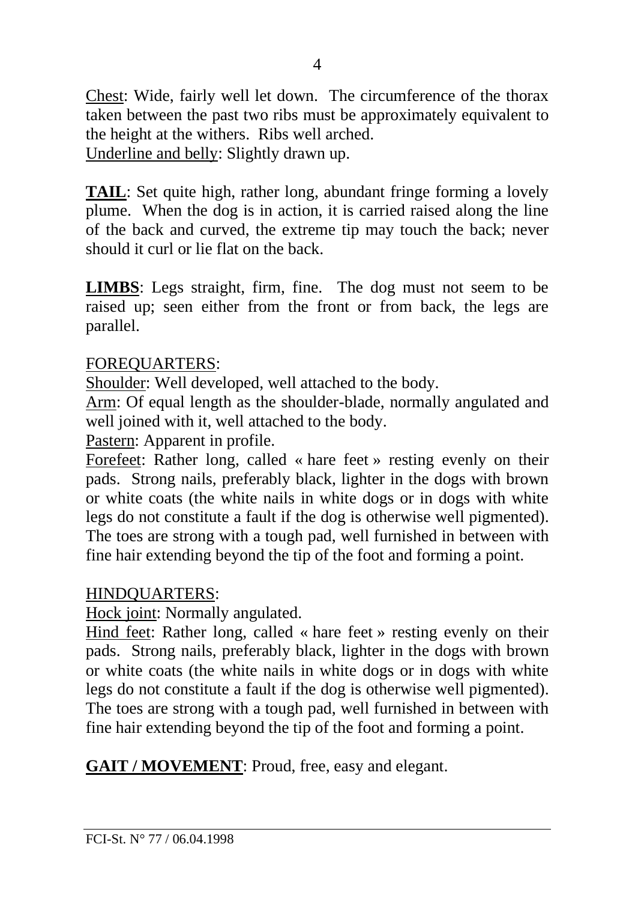Chest: Wide, fairly well let down. The circumference of the thorax taken between the past two ribs must be approximately equivalent to the height at the withers. Ribs well arched.
Underline and belly: Slightly drawn up.

**TAIL**: Set quite high, rather long, abundant fringe forming a lovely plume. When the dog is in action, it is carried raised along the line of the back and curved, the extreme tip may touch the back; never should it curl or lie flat on the back.

**LIMBS**: Legs straight, firm, fine. The dog must not seem to be raised up; seen either from the front or from back, the legs are parallel.

FOREQUARTERS:
Shoulder: Well developed, well attached to the body.
Arm: Of equal length as the shoulder-blade, normally angulated and well joined with it, well attached to the body.
Pastern: Apparent in profile.
Forefeet: Rather long, called « hare feet » resting evenly on their pads. Strong nails, preferably black, lighter in the dogs with brown or white coats (the white nails in white dogs or in dogs with white legs do not constitute a fault if the dog is otherwise well pigmented). The toes are strong with a tough pad, well furnished in between with fine hair extending beyond the tip of the foot and forming a point.

HINDQUARTERS:
Hock joint: Normally angulated.
Hind feet: Rather long, called « hare feet » resting evenly on their pads. Strong nails, preferably black, lighter in the dogs with brown or white coats (the white nails in white dogs or in dogs with white legs do not constitute a fault if the dog is otherwise well pigmented). The toes are strong with a tough pad, well furnished in between with fine hair extending beyond the tip of the foot and forming a point.

**GAIT / MOVEMENT**: Proud, free, easy and elegant.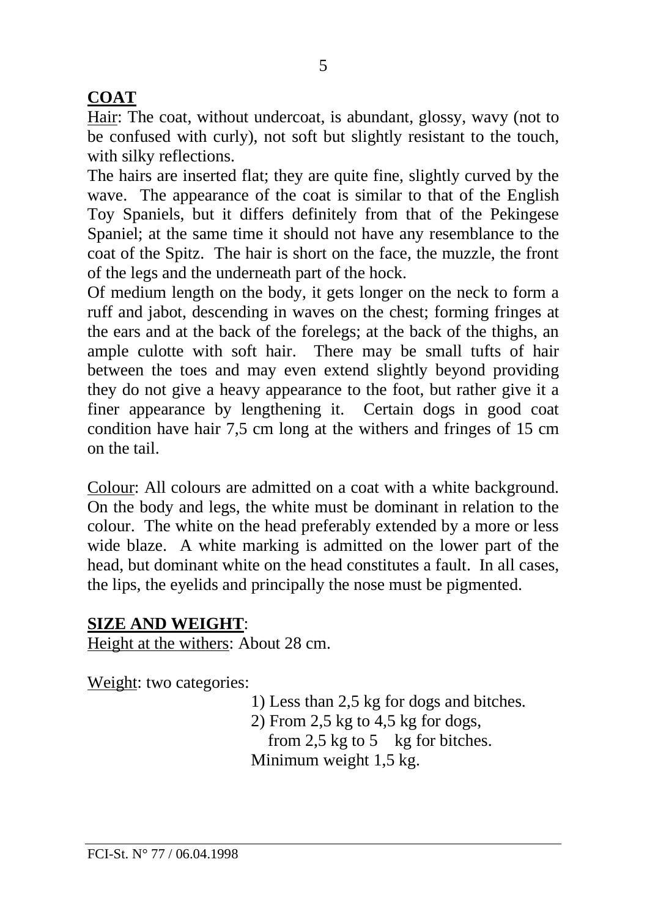## COAT

Hair: The coat, without undercoat, is abundant, glossy, wavy (not to be confused with curly), not soft but slightly resistant to the touch, with silky reflections.

The hairs are inserted flat; they are quite fine, slightly curved by the wave. The appearance of the coat is similar to that of the English Toy Spaniels, but it differs definitely from that of the Pekingese Spaniel; at the same time it should not have any resemblance to the coat of the Spitz. The hair is short on the face, the muzzle, the front of the legs and the underneath part of the hock.

Of medium length on the body, it gets longer on the neck to form a ruff and jabot, descending in waves on the chest; forming fringes at the ears and at the back of the forelegs; at the back of the thighs, an ample culotte with soft hair. There may be small tufts of hair between the toes and may even extend slightly beyond providing they do not give a heavy appearance to the foot, but rather give it a finer appearance by lengthening it. Certain dogs in good coat condition have hair 7,5 cm long at the withers and fringes of 15 cm on the tail.

Colour: All colours are admitted on a coat with a white background. On the body and legs, the white must be dominant in relation to the colour. The white on the head preferably extended by a more or less wide blaze. A white marking is admitted on the lower part of the head, but dominant white on the head constitutes a fault. In all cases, the lips, the eyelids and principally the nose must be pigmented.

## SIZE AND WEIGHT:

Height at the withers: About 28 cm.

Weight: two categories:

1) Less than 2,5 kg for dogs and bitches.
2) From 2,5 kg to 4,5 kg for dogs,
   from 2,5 kg to 5 kg for bitches.

Minimum weight 1,5 kg.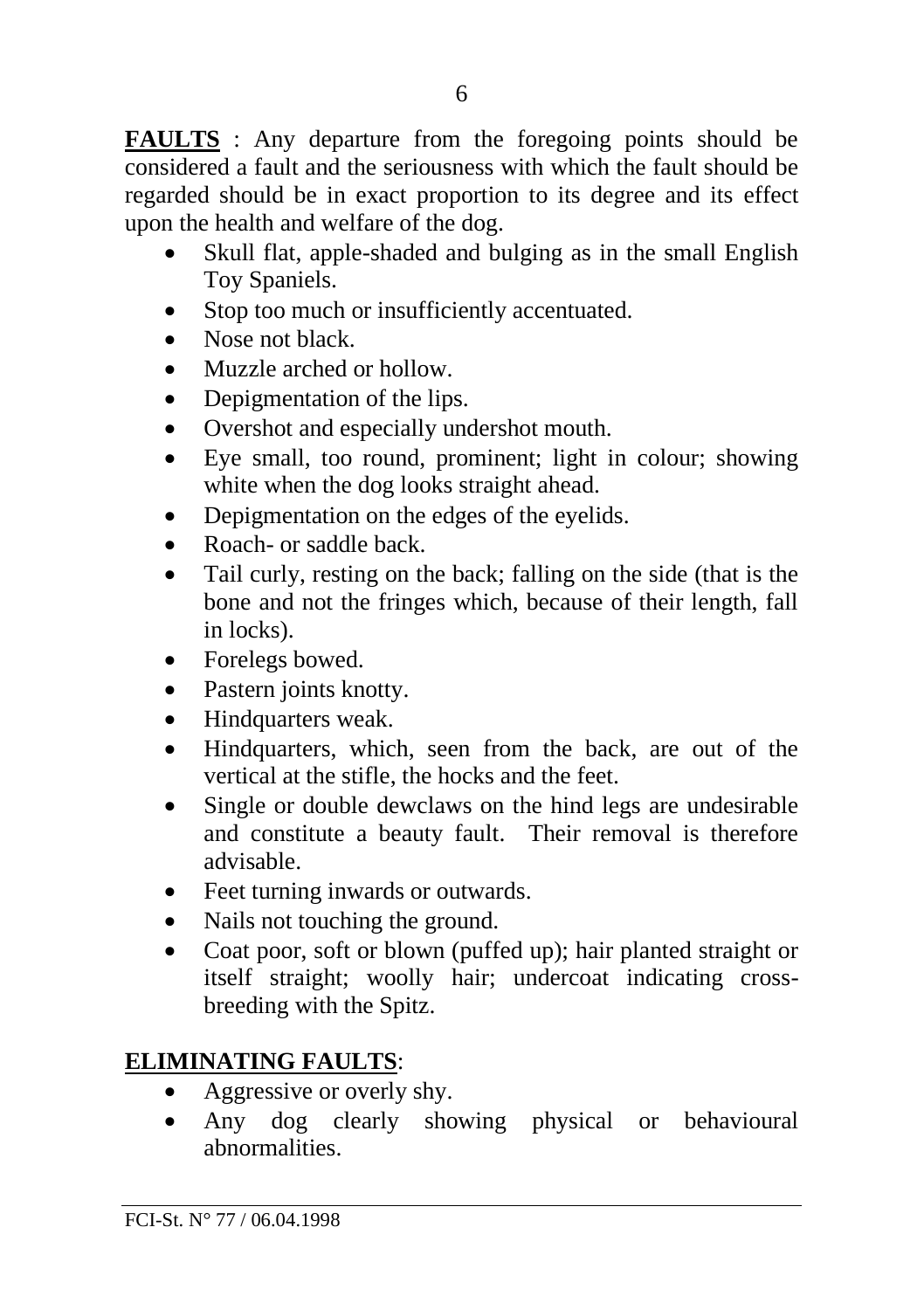**FAULTS** : Any departure from the foregoing points should be considered a fault and the seriousness with which the fault should be regarded should be in exact proportion to its degree and its effect upon the health and welfare of the dog.

- Skull flat, apple-shaded and bulging as in the small English Toy Spaniels.
- Stop too much or insufficiently accentuated.
- Nose not black.
- Muzzle arched or hollow.
- Depigmentation of the lips.
- Overshot and especially undershot mouth.
- Eye small, too round, prominent; light in colour; showing white when the dog looks straight ahead.
- Depigmentation on the edges of the eyelids.
- Roach- or saddle back.
- Tail curly, resting on the back; falling on the side (that is the bone and not the fringes which, because of their length, fall in locks).
- Forelegs bowed.
- Pastern joints knotty.
- Hindquarters weak.
- Hindquarters, which, seen from the back, are out of the vertical at the stifle, the hocks and the feet.
- Single or double dewclaws on the hind legs are undesirable and constitute a beauty fault. Their removal is therefore advisable.
- Feet turning inwards or outwards.
- Nails not touching the ground.
- Coat poor, soft or blown (puffed up); hair planted straight or itself straight; woolly hair; undercoat indicating cross-breeding with the Spitz.

**ELIMINATING FAULTS**:

- Aggressive or overly shy.
- Any dog clearly showing physical or behavioural abnormalities.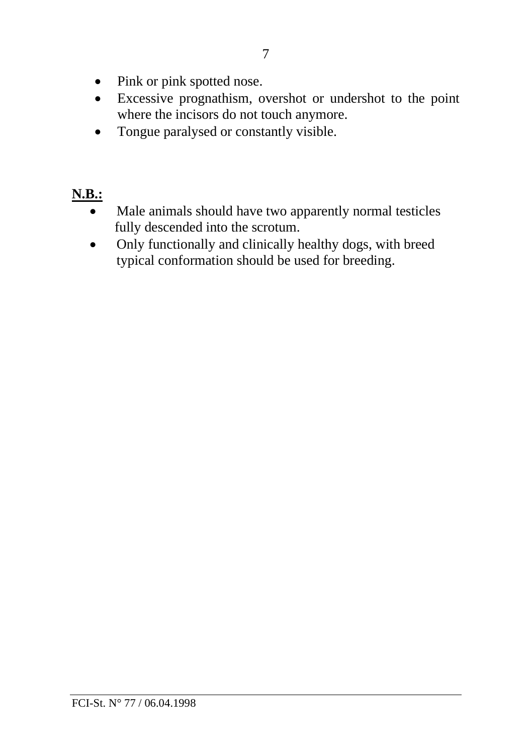- Pink or pink spotted nose.
- Excessive prognathism, overshot or undershot to the point where the incisors do not touch anymore.
- Tongue paralysed or constantly visible.

**N.B.:**

- Male animals should have two apparently normal testicles fully descended into the scrotum.
- Only functionally and clinically healthy dogs, with breed typical conformation should be used for breeding.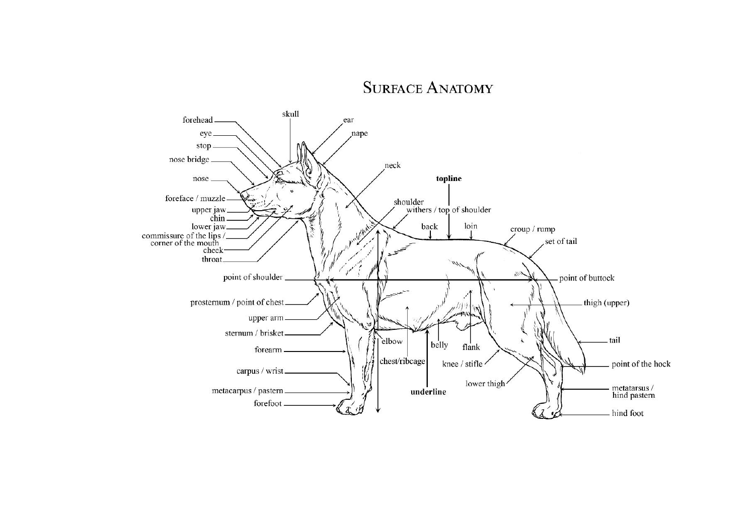# Surface Anatomy

forehead
eye
stop
nose bridge
nose
foreface / muzzle
upper jaw
chin
lower jaw
commissure of the lips / corner of the mouth
cheek
throat
skull
ear
nape
neck
topline
shoulder
withers / top of shoulder
back
loin
croup / rump
set of tail
point of shoulder
point of buttock
prosternum / point of chest
thigh (upper)
upper arm
sternum / brisket
elbow
belly
flank
tail
forearm
chest/ribcage
knee / stifle
point of the hock
carpus / wrist
lower thigh
metacarpus / pastern
underline
metatarsus / hind pastern
forefoot
hind foot